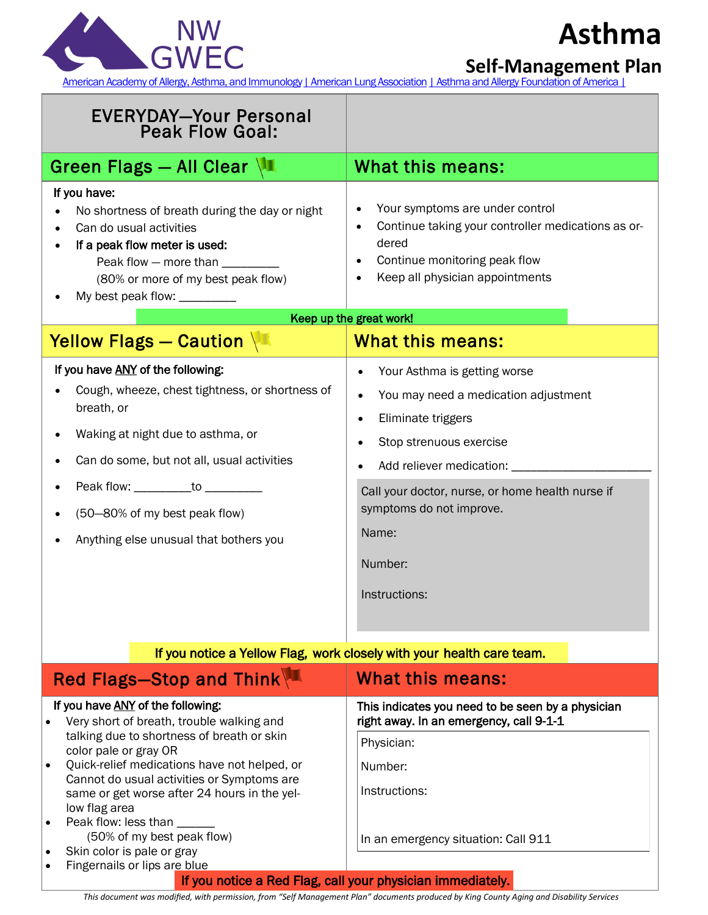NW GWEC

# Asthma

## Self-Management Plan

American Academy of Allergy, Asthma, and Immunology | American Lung Association | Asthma and Allergy Foundation of America |

| EVERYDAY—Your Personal Peak Flow Goal: | |
|---|---|
| **Green Flags — All Clear** | **What this means:** |
| **If you have:**<br>• No shortness of breath during the day or night<br>• Can do usual activities<br>• **If a peak flow meter is used:**<br>Peak flow — more than _________<br>(80% or more of my best peak flow)<br>• My best peak flow: _________ | • Your symptoms are under control<br>• Continue taking your controller medications as ordered<br>• Continue monitoring peak flow<br>• Keep all physician appointments |

**Keep up the great work!**

| Yellow Flags — Caution | What this means: |
|---|---|
| **If you have ANY of the following:**<br>• Cough, wheeze, chest tightness, or shortness of breath, or<br>• Waking at night due to asthma, or<br>• Can do some, but not all, usual activities<br>• Peak flow: _________to _________<br>• (50—80% of my best peak flow)<br>• Anything else unusual that bothers you | • Your Asthma is getting worse<br>• You may need a medication adjustment<br>• Eliminate triggers<br>• Stop strenuous exercise<br>• Add reliever medication: ______________________<br><br>Call your doctor, nurse, or home health nurse if symptoms do not improve.<br>Name:<br>Number:<br>Instructions: |

**If you notice a Yellow Flag, work closely with your health care team.**

| Red Flags—Stop and Think | What this means: |
|---|---|
| **If you have ANY of the following:**<br>• Very short of breath, trouble walking and talking due to shortness of breath or skin color pale or gray OR<br>• Quick-relief medications have not helped, or Cannot do usual activities or Symptoms are same or get worse after 24 hours in the yellow flag area<br>• Peak flow: less than ______<br>(50% of my best peak flow)<br>• Skin color is pale or gray<br>• Fingernails or lips are blue | **This indicates you need to be seen by a physician right away. In an emergency, call 9-1-1**<br><br>Physician:<br>Number:<br>Instructions:<br><br>In an emergency situation: Call 911 |

**If you notice a Red Flag, call your physician immediately.**

*This document was modified, with permission, from "Self Management Plan" documents produced by King County Aging and Disability Services*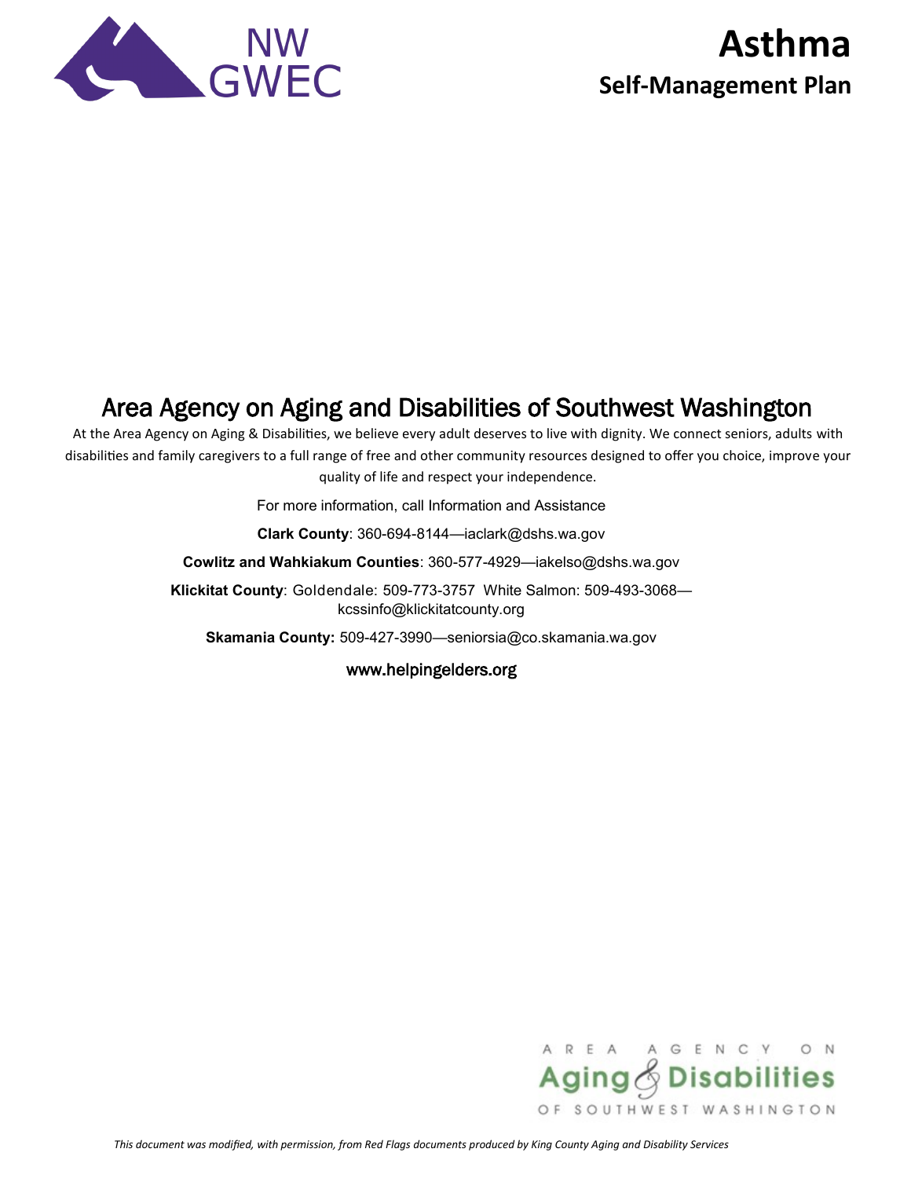NW GWEC

# Asthma

## Self-Management Plan

## Area Agency on Aging and Disabilities of Southwest Washington

At the Area Agency on Aging & Disabilities, we believe every adult deserves to live with dignity. We connect seniors, adults with disabilities and family caregivers to a full range of free and other community resources designed to offer you choice, improve your quality of life and respect your independence.

For more information, call Information and Assistance

**Clark County**: 360-694-8144—iaclark@dshs.wa.gov

**Cowlitz and Wahkiakum Counties**: 360-577-4929—iakelso@dshs.wa.gov

**Klickitat County**: Goldendale: 509-773-3757 White Salmon: 509-493-3068—kcssinfo@klickitatcounty.org

**Skamania County:** 509-427-3990—seniorsia@co.skamania.wa.gov

www.helpingelders.org

AREA AGENCY ON Aging & Disabilities OF SOUTHWEST WASHINGTON

*This document was modified, with permission, from Red Flags documents produced by King County Aging and Disability Services*